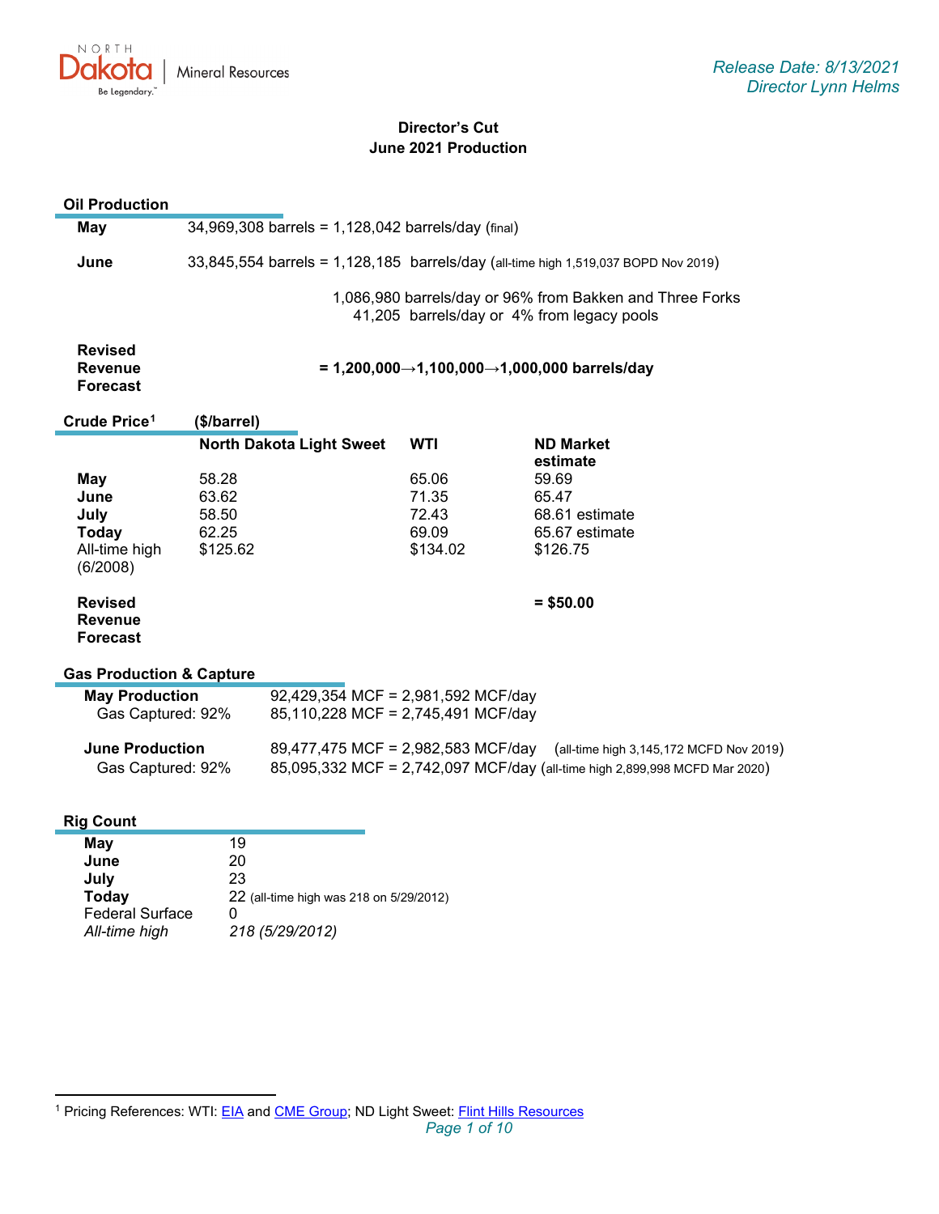Release Date: 8/13/2021
Director Lynn Helms

# Director's Cut
## June 2021 Production

### Oil Production

| | |
|---|---|
| **May** | 34,969,308 barrels = 1,128,042 barrels/day (final) |
| **June** | 33,845,554 barrels = 1,128,185 barrels/day (all-time high 1,519,037 BOPD Nov 2019) |
| | 1,086,980 barrels/day or 96% from Bakken and Three Forks |
| | 41,205 barrels/day or 4% from legacy pools |
| **Revised Revenue Forecast** | **= 1,200,000→1,100,000→1,000,000 barrels/day** |

### Crude Price[1] ($/barrel)

| | North Dakota Light Sweet | WTI | ND Market estimate |
|---|---|---|---|
| **May** | 58.28 | 65.06 | 59.69 |
| **June** | 63.62 | 71.35 | 65.47 |
| **July** | 58.50 | 72.43 | 68.61 estimate |
| **Today** | 62.25 | 69.09 | 65.67 estimate |
| All-time high (6/2008) | $125.62 | $134.02 | $126.75 |
| **Revised Revenue Forecast** | | | **= $50.00** |

### Gas Production & Capture

| | |
|---|---|
| **May Production** | 92,429,354 MCF = 2,981,592 MCF/day |
| Gas Captured: 92% | 85,110,228 MCF = 2,745,491 MCF/day |
| **June Production** | 89,477,475 MCF = 2,982,583 MCF/day (all-time high 3,145,172 MCFD Nov 2019) |
| Gas Captured: 92% | 85,095,332 MCF = 2,742,097 MCF/day (all-time high 2,899,998 MCFD Mar 2020) |

### Rig Count

| | |
|---|---|
| **May** | 19 |
| **June** | 20 |
| **July** | 23 |
| **Today** | 22 (all-time high was 218 on 5/29/2012) |
| Federal Surface | 0 |
| *All-time high* | *218 (5/29/2012)* |

[1] Pricing References: WTI: EIA and CME Group; ND Light Sweet: Flint Hills Resources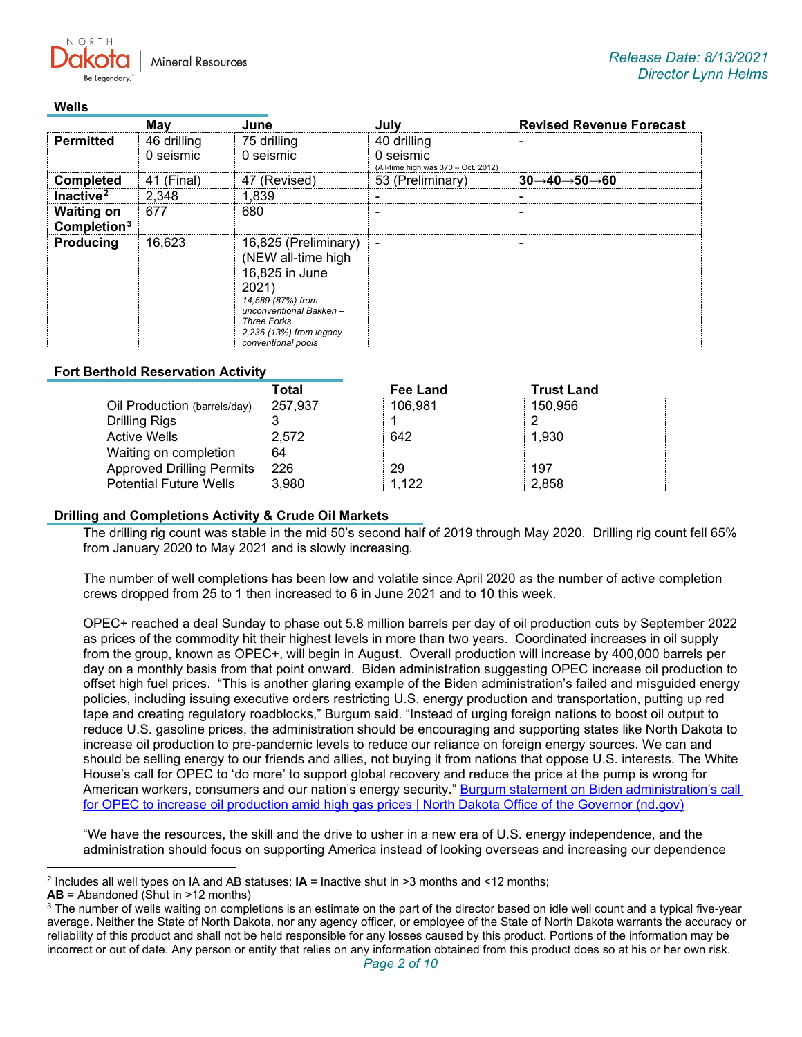### Wells

| | May | June | July | Revised Revenue Forecast |
|---|---|---|---|---|
| **Permitted** | 46 drilling<br>0 seismic | 75 drilling<br>0 seismic | 40 drilling<br>0 seismic<br>(All-time high was 370 – Oct. 2012) | - |
| **Completed** | 41 (Final) | 47 (Revised) | 53 (Preliminary) | **30→40→50→60** |
| **Inactive**[2] | 2,348 | 1,839 | - | - |
| **Waiting on Completion**[3] | 677 | 680 | - | - |
| **Producing** | 16,623 | 16,825 (Preliminary) (NEW all-time high 16,825 in June 2021)<br>*14,589 (87%) from unconventional Bakken – Three Forks*<br>*2,236 (13%) from legacy conventional pools* | - | - |

### Fort Berthold Reservation Activity

| | Total | Fee Land | Trust Land |
|---|---|---|---|
| Oil Production (barrels/day) | 257,937 | 106,981 | 150,956 |
| Drilling Rigs | 3 | 1 | 2 |
| Active Wells | 2,572 | 642 | 1,930 |
| Waiting on completion | 64 | | |
| Approved Drilling Permits | 226 | 29 | 197 |
| Potential Future Wells | 3,980 | 1,122 | 2,858 |

### Drilling and Completions Activity & Crude Oil Markets

The drilling rig count was stable in the mid 50's second half of 2019 through May 2020. Drilling rig count fell 65% from January 2020 to May 2021 and is slowly increasing.

The number of well completions has been low and volatile since April 2020 as the number of active completion crews dropped from 25 to 1 then increased to 6 in June 2021 and to 10 this week.

OPEC+ reached a deal Sunday to phase out 5.8 million barrels per day of oil production cuts by September 2022 as prices of the commodity hit their highest levels in more than two years. Coordinated increases in oil supply from the group, known as OPEC+, will begin in August. Overall production will increase by 400,000 barrels per day on a monthly basis from that point onward. Biden administration suggesting OPEC increase oil production to offset high fuel prices. "This is another glaring example of the Biden administration's failed and misguided energy policies, including issuing executive orders restricting U.S. energy production and transportation, putting up red tape and creating regulatory roadblocks," Burgum said. "Instead of urging foreign nations to boost oil output to reduce U.S. gasoline prices, the administration should be encouraging and supporting states like North Dakota to increase oil production to pre-pandemic levels to reduce our reliance on foreign energy sources. We can and should be selling energy to our friends and allies, not buying it from nations that oppose U.S. interests. The White House's call for OPEC to 'do more' to support global recovery and reduce the price at the pump is wrong for American workers, consumers and our nation's energy security." Burgum statement on Biden administration's call for OPEC to increase oil production amid high gas prices | North Dakota Office of the Governor (nd.gov)

"We have the resources, the skill and the drive to usher in a new era of U.S. energy independence, and the administration should focus on supporting America instead of looking overseas and increasing our dependence

---

[2] Includes all well types on IA and AB statuses: **IA** = Inactive shut in >3 months and <12 months;
**AB** = Abandoned (Shut in >12 months)

[3] The number of wells waiting on completions is an estimate on the part of the director based on idle well count and a typical five-year average. Neither the State of North Dakota, nor any agency officer, or employee of the State of North Dakota warrants the accuracy or reliability of this product and shall not be held responsible for any losses caused by this product. Portions of the information may be incorrect or out of date. Any person or entity that relies on any information obtained from this product does so at his or her own risk.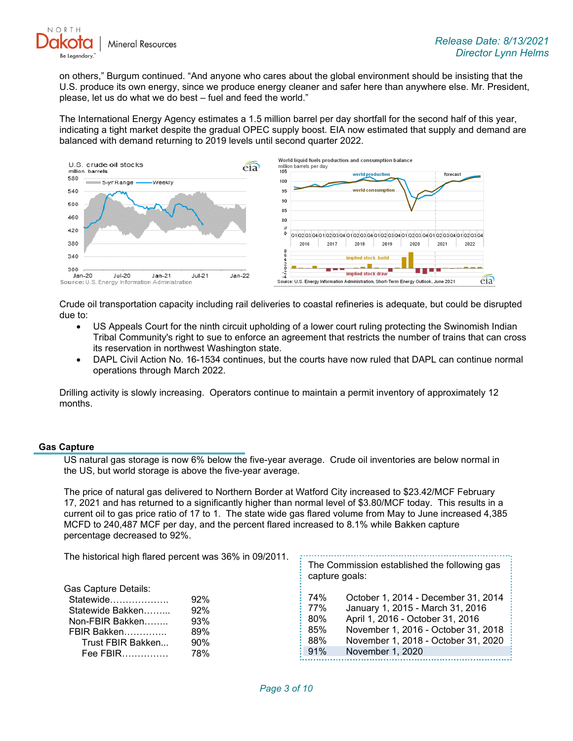on others," Burgum continued. "And anyone who cares about the global environment should be insisting that the U.S. produce its own energy, since we produce energy cleaner and safer here than anywhere else. Mr. President, please, let us do what we do best – fuel and feed the world."

The International Energy Agency estimates a 1.5 million barrel per day shortfall for the second half of this year, indicating a tight market despite the gradual OPEC supply boost. EIA now estimated that supply and demand are balanced with demand returning to 2019 levels until second quarter 2022.

Crude oil transportation capacity including rail deliveries to coastal refineries is adequate, but could be disrupted due to:

- US Appeals Court for the ninth circuit upholding of a lower court ruling protecting the Swinomish Indian Tribal Community's right to sue to enforce an agreement that restricts the number of trains that can cross its reservation in northwest Washington state.
- DAPL Civil Action No. 16-1534 continues, but the courts have now ruled that DAPL can continue normal operations through March 2022.

Drilling activity is slowly increasing. Operators continue to maintain a permit inventory of approximately 12 months.

## Gas Capture

US natural gas storage is now 6% below the five-year average. Crude oil inventories are below normal in the US, but world storage is above the five-year average.

The price of natural gas delivered to Northern Border at Watford City increased to $23.42/MCF February 17, 2021 and has returned to a significantly higher than normal level of $3.80/MCF today. This results in a current oil to gas price ratio of 17 to 1. The state wide gas flared volume from May to June increased 4,385 MCFD to 240,487 MCF per day, and the percent flared increased to 8.1% while Bakken capture percentage decreased to 92%.

The historical high flared percent was 36% in 09/2011.

Gas Capture Details:

| | |
|---|---|
| Statewide | 92% |
| Statewide Bakken | 92% |
| Non-FBIR Bakken | 93% |
| FBIR Bakken | 89% |
| Trust FBIR Bakken | 90% |
| Fee FBIR | 78% |

The Commission established the following gas capture goals:

| | |
|---|---|
| 74% | October 1, 2014 - December 31, 2014 |
| 77% | January 1, 2015 - March 31, 2016 |
| 80% | April 1, 2016 - October 31, 2016 |
| 85% | November 1, 2016 - October 31, 2018 |
| 88% | November 1, 2018 - October 31, 2020 |
| 91% | November 1, 2020 |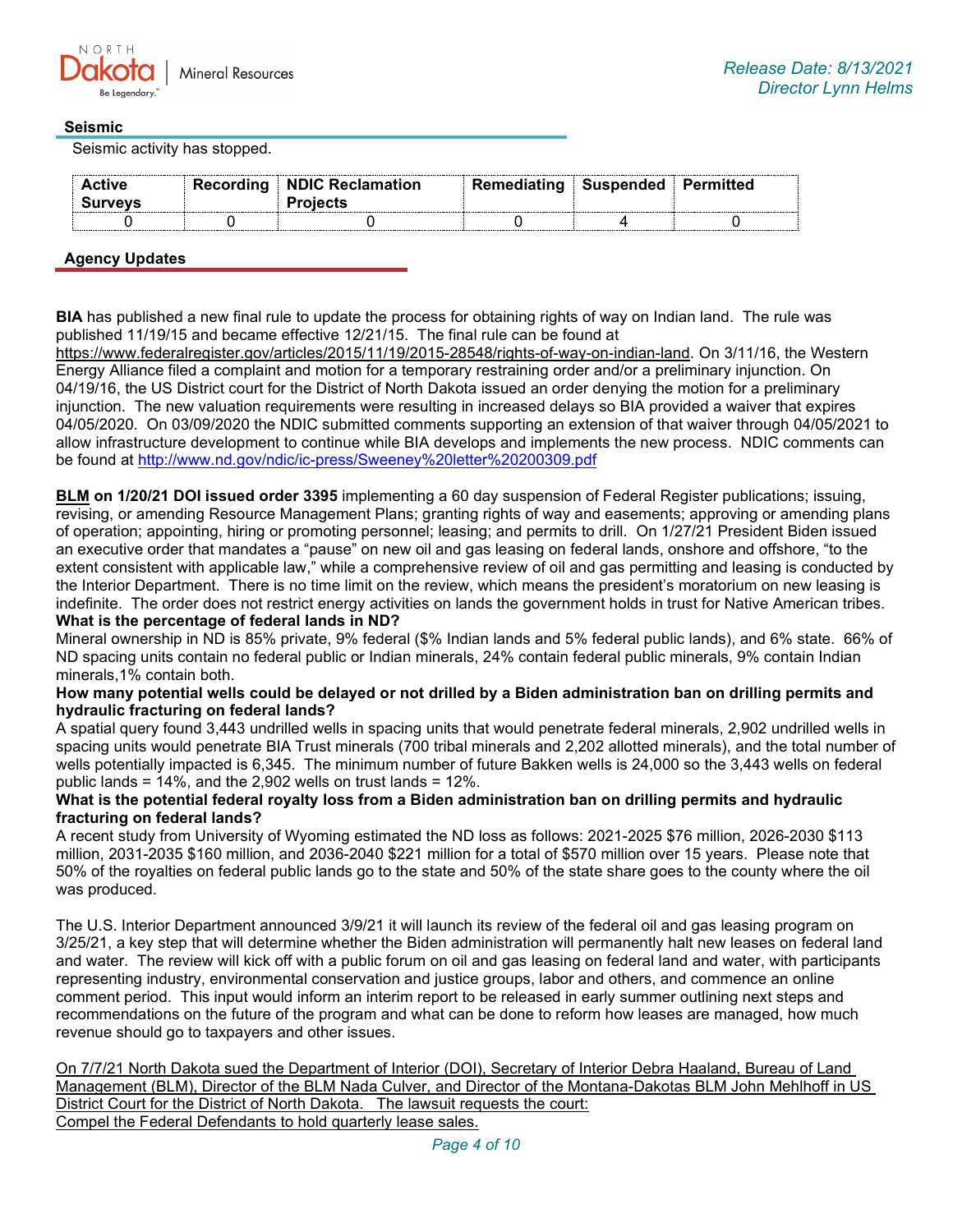## Seismic

Seismic activity has stopped.

| Active Surveys | Recording | NDIC Reclamation Projects | Remediating | Suspended | Permitted |
|---|---|---|---|---|---|
| 0 | 0 | 0 | 0 | 4 | 0 |

## Agency Updates

**BIA** has published a new final rule to update the process for obtaining rights of way on Indian land. The rule was published 11/19/15 and became effective 12/21/15. The final rule can be found at https://www.federalregister.gov/articles/2015/11/19/2015-28548/rights-of-way-on-indian-land. On 3/11/16, the Western Energy Alliance filed a complaint and motion for a temporary restraining order and/or a preliminary injunction. On 04/19/16, the US District court for the District of North Dakota issued an order denying the motion for a preliminary injunction. The new valuation requirements were resulting in increased delays so BIA provided a waiver that expires 04/05/2020. On 03/09/2020 the NDIC submitted comments supporting an extension of that waiver through 04/05/2021 to allow infrastructure development to continue while BIA develops and implements the new process. NDIC comments can be found at http://www.nd.gov/ndic/ic-press/Sweeney%20letter%20200309.pdf

**BLM on 1/20/21 DOI issued order 3395** implementing a 60 day suspension of Federal Register publications; issuing, revising, or amending Resource Management Plans; granting rights of way and easements; approving or amending plans of operation; appointing, hiring or promoting personnel; leasing; and permits to drill. On 1/27/21 President Biden issued an executive order that mandates a "pause" on new oil and gas leasing on federal lands, onshore and offshore, "to the extent consistent with applicable law," while a comprehensive review of oil and gas permitting and leasing is conducted by the Interior Department. There is no time limit on the review, which means the president's moratorium on new leasing is indefinite. The order does not restrict energy activities on lands the government holds in trust for Native American tribes.

**What is the percentage of federal lands in ND?**

Mineral ownership in ND is 85% private, 9% federal ($% Indian lands and 5% federal public lands), and 6% state. 66% of ND spacing units contain no federal public or Indian minerals, 24% contain federal public minerals, 9% contain Indian minerals,1% contain both.

**How many potential wells could be delayed or not drilled by a Biden administration ban on drilling permits and hydraulic fracturing on federal lands?**

A spatial query found 3,443 undrilled wells in spacing units that would penetrate federal minerals, 2,902 undrilled wells in spacing units would penetrate BIA Trust minerals (700 tribal minerals and 2,202 allotted minerals), and the total number of wells potentially impacted is 6,345. The minimum number of future Bakken wells is 24,000 so the 3,443 wells on federal public lands = 14%, and the 2,902 wells on trust lands = 12%.

**What is the potential federal royalty loss from a Biden administration ban on drilling permits and hydraulic fracturing on federal lands?**

A recent study from University of Wyoming estimated the ND loss as follows: 2021-2025 $76 million, 2026-2030 $113 million, 2031-2035 $160 million, and 2036-2040 $221 million for a total of $570 million over 15 years. Please note that 50% of the royalties on federal public lands go to the state and 50% of the state share goes to the county where the oil was produced.

The U.S. Interior Department announced 3/9/21 it will launch its review of the federal oil and gas leasing program on 3/25/21, a key step that will determine whether the Biden administration will permanently halt new leases on federal land and water. The review will kick off with a public forum on oil and gas leasing on federal land and water, with participants representing industry, environmental conservation and justice groups, labor and others, and commence an online comment period. This input would inform an interim report to be released in early summer outlining next steps and recommendations on the future of the program and what can be done to reform how leases are managed, how much revenue should go to taxpayers and other issues.

On 7/7/21 North Dakota sued the Department of Interior (DOI), Secretary of Interior Debra Haaland, Bureau of Land Management (BLM), Director of the BLM Nada Culver, and Director of the Montana-Dakotas BLM John Mehlhoff in US District Court for the District of North Dakota. The lawsuit requests the court:

Compel the Federal Defendants to hold quarterly lease sales.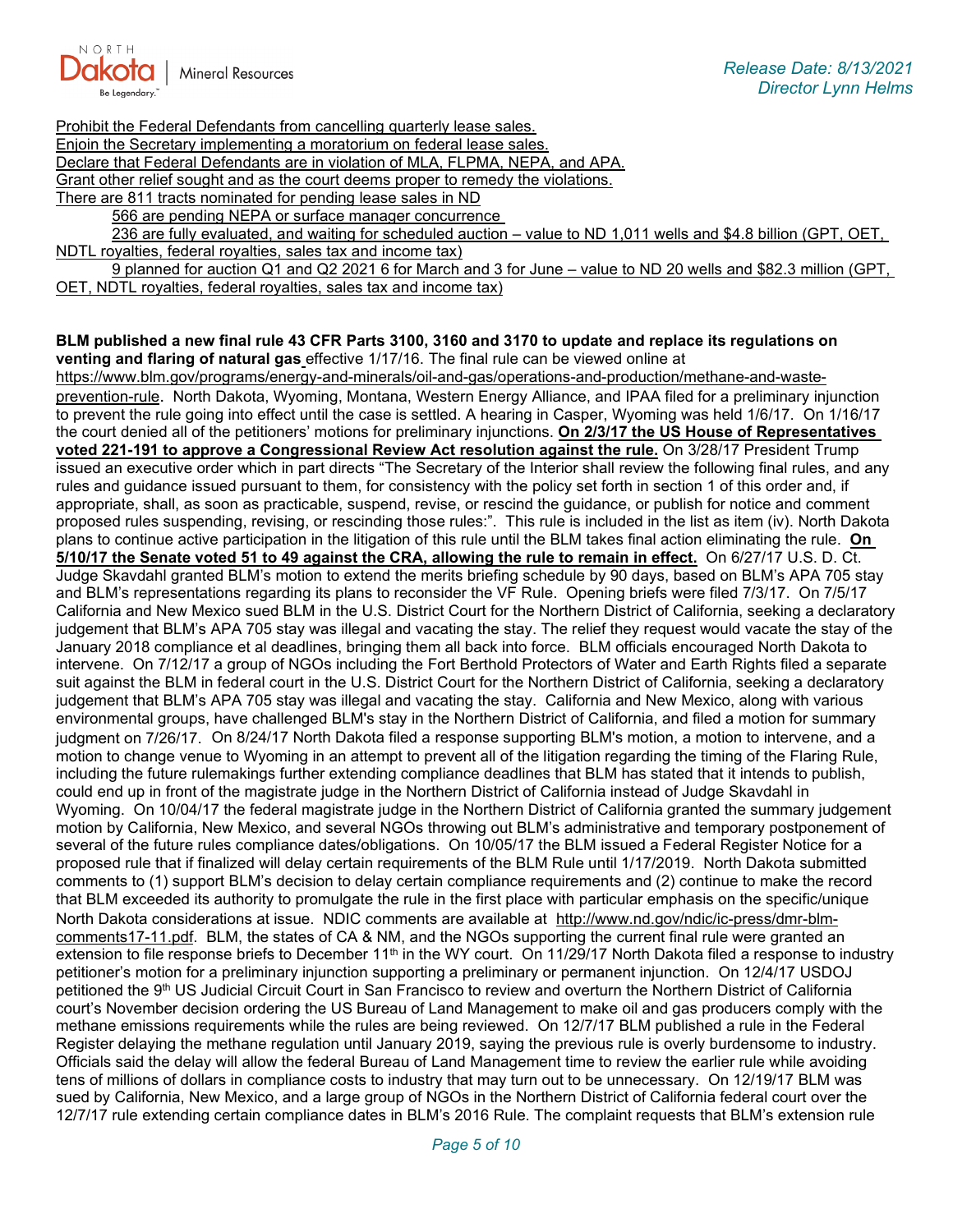Prohibit the Federal Defendants from cancelling quarterly lease sales.
Enjoin the Secretary implementing a moratorium on federal lease sales.
Declare that Federal Defendants are in violation of MLA, FLPMA, NEPA, and APA.
Grant other relief sought and as the court deems proper to remedy the violations.
There are 811 tracts nominated for pending lease sales in ND

566 are pending NEPA or surface manager concurrence

236 are fully evaluated, and waiting for scheduled auction – value to ND 1,011 wells and $4.8 billion (GPT, OET, NDTL royalties, federal royalties, sales tax and income tax)

9 planned for auction Q1 and Q2 2021 6 for March and 3 for June – value to ND 20 wells and $82.3 million (GPT, OET, NDTL royalties, federal royalties, sales tax and income tax)

**BLM published a new final rule 43 CFR Parts 3100, 3160 and 3170 to update and replace its regulations on venting and flaring of natural gas** effective 1/17/16. The final rule can be viewed online at https://www.blm.gov/programs/energy-and-minerals/oil-and-gas/operations-and-production/methane-and-waste-prevention-rule. North Dakota, Wyoming, Montana, Western Energy Alliance, and IPAA filed for a preliminary injunction to prevent the rule going into effect until the case is settled. A hearing in Casper, Wyoming was held 1/6/17. On 1/16/17 the court denied all of the petitioners' motions for preliminary injunctions. **On 2/3/17 the US House of Representatives voted 221-191 to approve a Congressional Review Act resolution against the rule.** On 3/28/17 President Trump issued an executive order which in part directs "The Secretary of the Interior shall review the following final rules, and any rules and guidance issued pursuant to them, for consistency with the policy set forth in section 1 of this order and, if appropriate, shall, as soon as practicable, suspend, revise, or rescind the guidance, or publish for notice and comment proposed rules suspending, revising, or rescinding those rules:". This rule is included in the list as item (iv). North Dakota plans to continue active participation in the litigation of this rule until the BLM takes final action eliminating the rule. **On 5/10/17 the Senate voted 51 to 49 against the CRA, allowing the rule to remain in effect.** On 6/27/17 U.S. D. Ct. Judge Skavdahl granted BLM's motion to extend the merits briefing schedule by 90 days, based on BLM's APA 705 stay and BLM's representations regarding its plans to reconsider the VF Rule. Opening briefs were filed 7/3/17. On 7/5/17 California and New Mexico sued BLM in the U.S. District Court for the Northern District of California, seeking a declaratory judgement that BLM's APA 705 stay was illegal and vacating the stay. The relief they request would vacate the stay of the January 2018 compliance et al deadlines, bringing them all back into force. BLM officials encouraged North Dakota to intervene. On 7/12/17 a group of NGOs including the Fort Berthold Protectors of Water and Earth Rights filed a separate suit against the BLM in federal court in the U.S. District Court for the Northern District of California, seeking a declaratory judgement that BLM's APA 705 stay was illegal and vacating the stay. California and New Mexico, along with various environmental groups, have challenged BLM's stay in the Northern District of California, and filed a motion for summary judgment on 7/26/17. On 8/24/17 North Dakota filed a response supporting BLM's motion, a motion to intervene, and a motion to change venue to Wyoming in an attempt to prevent all of the litigation regarding the timing of the Flaring Rule, including the future rulemakings further extending compliance deadlines that BLM has stated that it intends to publish, could end up in front of the magistrate judge in the Northern District of California instead of Judge Skavdahl in Wyoming. On 10/04/17 the federal magistrate judge in the Northern District of California granted the summary judgement motion by California, New Mexico, and several NGOs throwing out BLM's administrative and temporary postponement of several of the future rules compliance dates/obligations. On 10/05/17 the BLM issued a Federal Register Notice for a proposed rule that if finalized will delay certain requirements of the BLM Rule until 1/17/2019. North Dakota submitted comments to (1) support BLM's decision to delay certain compliance requirements and (2) continue to make the record that BLM exceeded its authority to promulgate the rule in the first place with particular emphasis on the specific/unique North Dakota considerations at issue. NDIC comments are available at http://www.nd.gov/ndic/ic-press/dmr-blm-comments17-11.pdf. BLM, the states of CA & NM, and the NGOs supporting the current final rule were granted an extension to file response briefs to December 11th in the WY court. On 11/29/17 North Dakota filed a response to industry petitioner's motion for a preliminary injunction supporting a preliminary or permanent injunction. On 12/4/17 USDOJ petitioned the 9th US Judicial Circuit Court in San Francisco to review and overturn the Northern District of California court's November decision ordering the US Bureau of Land Management to make oil and gas producers comply with the methane emissions requirements while the rules are being reviewed. On 12/7/17 BLM published a rule in the Federal Register delaying the methane regulation until January 2019, saying the previous rule is overly burdensome to industry. Officials said the delay will allow the federal Bureau of Land Management time to review the earlier rule while avoiding tens of millions of dollars in compliance costs to industry that may turn out to be unnecessary. On 12/19/17 BLM was sued by California, New Mexico, and a large group of NGOs in the Northern District of California federal court over the 12/7/17 rule extending certain compliance dates in BLM's 2016 Rule. The complaint requests that BLM's extension rule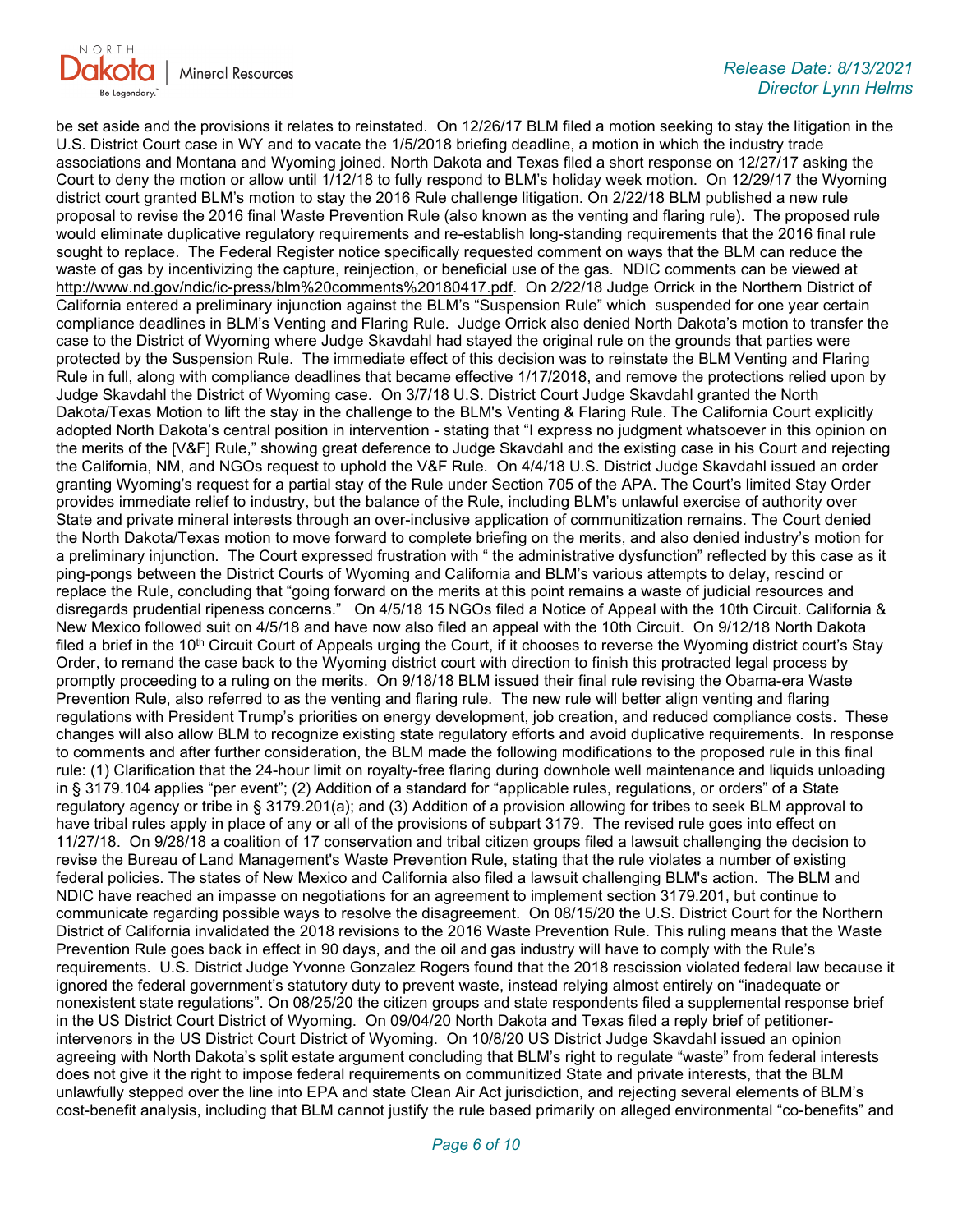be set aside and the provisions it relates to reinstated. On 12/26/17 BLM filed a motion seeking to stay the litigation in the U.S. District Court case in WY and to vacate the 1/5/2018 briefing deadline, a motion in which the industry trade associations and Montana and Wyoming joined. North Dakota and Texas filed a short response on 12/27/17 asking the Court to deny the motion or allow until 1/12/18 to fully respond to BLM's holiday week motion. On 12/29/17 the Wyoming district court granted BLM's motion to stay the 2016 Rule challenge litigation. On 2/22/18 BLM published a new rule proposal to revise the 2016 final Waste Prevention Rule (also known as the venting and flaring rule). The proposed rule would eliminate duplicative regulatory requirements and re-establish long-standing requirements that the 2016 final rule sought to replace. The Federal Register notice specifically requested comment on ways that the BLM can reduce the waste of gas by incentivizing the capture, reinjection, or beneficial use of the gas. NDIC comments can be viewed at http://www.nd.gov/ndic/ic-press/blm%20comments%20180417.pdf. On 2/22/18 Judge Orrick in the Northern District of California entered a preliminary injunction against the BLM's "Suspension Rule" which suspended for one year certain compliance deadlines in BLM's Venting and Flaring Rule. Judge Orrick also denied North Dakota's motion to transfer the case to the District of Wyoming where Judge Skavdahl had stayed the original rule on the grounds that parties were protected by the Suspension Rule. The immediate effect of this decision was to reinstate the BLM Venting and Flaring Rule in full, along with compliance deadlines that became effective 1/17/2018, and remove the protections relied upon by Judge Skavdahl the District of Wyoming case. On 3/7/18 U.S. District Court Judge Skavdahl granted the North Dakota/Texas Motion to lift the stay in the challenge to the BLM's Venting & Flaring Rule. The California Court explicitly adopted North Dakota's central position in intervention - stating that "I express no judgment whatsoever in this opinion on the merits of the [V&F] Rule," showing great deference to Judge Skavdahl and the existing case in his Court and rejecting the California, NM, and NGOs request to uphold the V&F Rule. On 4/4/18 U.S. District Judge Skavdahl issued an order granting Wyoming's request for a partial stay of the Rule under Section 705 of the APA. The Court's limited Stay Order provides immediate relief to industry, but the balance of the Rule, including BLM's unlawful exercise of authority over State and private mineral interests through an over-inclusive application of communitization remains. The Court denied the North Dakota/Texas motion to move forward to complete briefing on the merits, and also denied industry's motion for a preliminary injunction. The Court expressed frustration with " the administrative dysfunction" reflected by this case as it ping-pongs between the District Courts of Wyoming and California and BLM's various attempts to delay, rescind or replace the Rule, concluding that "going forward on the merits at this point remains a waste of judicial resources and disregards prudential ripeness concerns." On 4/5/18 15 NGOs filed a Notice of Appeal with the 10th Circuit. California & New Mexico followed suit on 4/5/18 and have now also filed an appeal with the 10th Circuit. On 9/12/18 North Dakota filed a brief in the 10th Circuit Court of Appeals urging the Court, if it chooses to reverse the Wyoming district court's Stay Order, to remand the case back to the Wyoming district court with direction to finish this protracted legal process by promptly proceeding to a ruling on the merits. On 9/18/18 BLM issued their final rule revising the Obama-era Waste Prevention Rule, also referred to as the venting and flaring rule. The new rule will better align venting and flaring regulations with President Trump's priorities on energy development, job creation, and reduced compliance costs. These changes will also allow BLM to recognize existing state regulatory efforts and avoid duplicative requirements. In response to comments and after further consideration, the BLM made the following modifications to the proposed rule in this final rule: (1) Clarification that the 24-hour limit on royalty-free flaring during downhole well maintenance and liquids unloading in § 3179.104 applies "per event"; (2) Addition of a standard for "applicable rules, regulations, or orders" of a State regulatory agency or tribe in § 3179.201(a); and (3) Addition of a provision allowing for tribes to seek BLM approval to have tribal rules apply in place of any or all of the provisions of subpart 3179. The revised rule goes into effect on 11/27/18. On 9/28/18 a coalition of 17 conservation and tribal citizen groups filed a lawsuit challenging the decision to revise the Bureau of Land Management's Waste Prevention Rule, stating that the rule violates a number of existing federal policies. The states of New Mexico and California also filed a lawsuit challenging BLM's action. The BLM and NDIC have reached an impasse on negotiations for an agreement to implement section 3179.201, but continue to communicate regarding possible ways to resolve the disagreement. On 08/15/20 the U.S. District Court for the Northern District of California invalidated the 2018 revisions to the 2016 Waste Prevention Rule. This ruling means that the Waste Prevention Rule goes back in effect in 90 days, and the oil and gas industry will have to comply with the Rule's requirements. U.S. District Judge Yvonne Gonzalez Rogers found that the 2018 rescission violated federal law because it ignored the federal government's statutory duty to prevent waste, instead relying almost entirely on "inadequate or nonexistent state regulations". On 08/25/20 the citizen groups and state respondents filed a supplemental response brief in the US District Court District of Wyoming. On 09/04/20 North Dakota and Texas filed a reply brief of petitioner-intervenors in the US District Court District of Wyoming. On 10/8/20 US District Judge Skavdahl issued an opinion agreeing with North Dakota's split estate argument concluding that BLM's right to regulate "waste" from federal interests does not give it the right to impose federal requirements on communitized State and private interests, that the BLM unlawfully stepped over the line into EPA and state Clean Air Act jurisdiction, and rejecting several elements of BLM's cost-benefit analysis, including that BLM cannot justify the rule based primarily on alleged environmental "co-benefits" and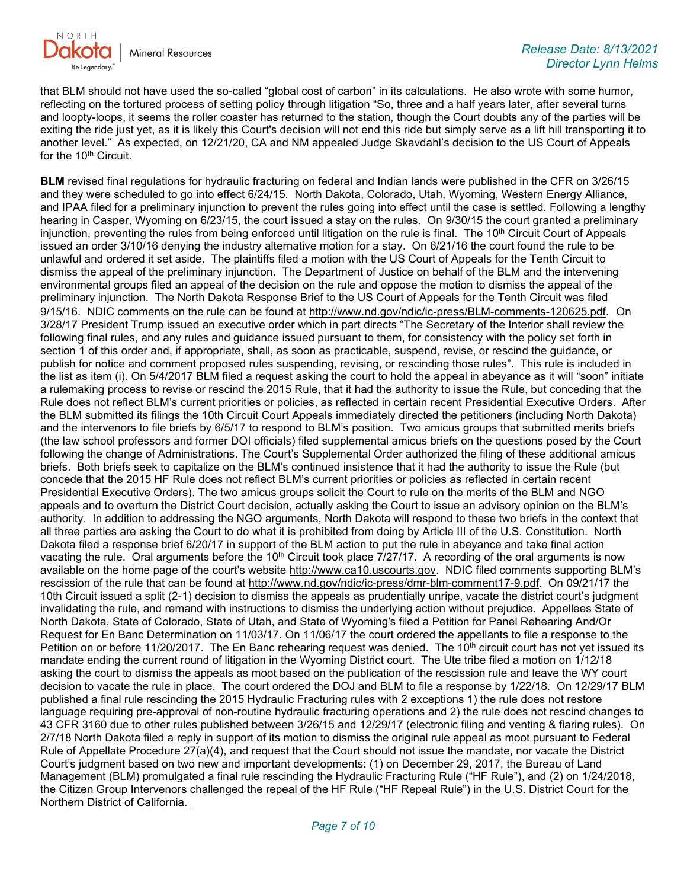that BLM should not have used the so-called "global cost of carbon" in its calculations. He also wrote with some humor, reflecting on the tortured process of setting policy through litigation "So, three and a half years later, after several turns and loopty-loops, it seems the roller coaster has returned to the station, though the Court doubts any of the parties will be exiting the ride just yet, as it is likely this Court's decision will not end this ride but simply serve as a lift hill transporting it to another level." As expected, on 12/21/20, CA and NM appealed Judge Skavdahl's decision to the US Court of Appeals for the 10th Circuit.

**BLM** revised final regulations for hydraulic fracturing on federal and Indian lands were published in the CFR on 3/26/15 and they were scheduled to go into effect 6/24/15. North Dakota, Colorado, Utah, Wyoming, Western Energy Alliance, and IPAA filed for a preliminary injunction to prevent the rules going into effect until the case is settled. Following a lengthy hearing in Casper, Wyoming on 6/23/15, the court issued a stay on the rules. On 9/30/15 the court granted a preliminary injunction, preventing the rules from being enforced until litigation on the rule is final. The 10th Circuit Court of Appeals issued an order 3/10/16 denying the industry alternative motion for a stay. On 6/21/16 the court found the rule to be unlawful and ordered it set aside. The plaintiffs filed a motion with the US Court of Appeals for the Tenth Circuit to dismiss the appeal of the preliminary injunction. The Department of Justice on behalf of the BLM and the intervening environmental groups filed an appeal of the decision on the rule and oppose the motion to dismiss the appeal of the preliminary injunction. The North Dakota Response Brief to the US Court of Appeals for the Tenth Circuit was filed 9/15/16. NDIC comments on the rule can be found at http://www.nd.gov/ndic/ic-press/BLM-comments-120625.pdf. On 3/28/17 President Trump issued an executive order which in part directs "The Secretary of the Interior shall review the following final rules, and any rules and guidance issued pursuant to them, for consistency with the policy set forth in section 1 of this order and, if appropriate, shall, as soon as practicable, suspend, revise, or rescind the guidance, or publish for notice and comment proposed rules suspending, revising, or rescinding those rules". This rule is included in the list as item (i). On 5/4/2017 BLM filed a request asking the court to hold the appeal in abeyance as it will "soon" initiate a rulemaking process to revise or rescind the 2015 Rule, that it had the authority to issue the Rule, but conceding that the Rule does not reflect BLM's current priorities or policies, as reflected in certain recent Presidential Executive Orders. After the BLM submitted its filings the 10th Circuit Court Appeals immediately directed the petitioners (including North Dakota) and the intervenors to file briefs by 6/5/17 to respond to BLM's position. Two amicus groups that submitted merits briefs (the law school professors and former DOI officials) filed supplemental amicus briefs on the questions posed by the Court following the change of Administrations. The Court's Supplemental Order authorized the filing of these additional amicus briefs. Both briefs seek to capitalize on the BLM's continued insistence that it had the authority to issue the Rule (but concede that the 2015 HF Rule does not reflect BLM's current priorities or policies as reflected in certain recent Presidential Executive Orders). The two amicus groups solicit the Court to rule on the merits of the BLM and NGO appeals and to overturn the District Court decision, actually asking the Court to issue an advisory opinion on the BLM's authority. In addition to addressing the NGO arguments, North Dakota will respond to these two briefs in the context that all three parties are asking the Court to do what it is prohibited from doing by Article III of the U.S. Constitution. North Dakota filed a response brief 6/20/17 in support of the BLM action to put the rule in abeyance and take final action vacating the rule. Oral arguments before the 10th Circuit took place 7/27/17. A recording of the oral arguments is now available on the home page of the court's website http://www.ca10.uscourts.gov. NDIC filed comments supporting BLM's rescission of the rule that can be found at http://www.nd.gov/ndic/ic-press/dmr-blm-comment17-9.pdf. On 09/21/17 the 10th Circuit issued a split (2-1) decision to dismiss the appeals as prudentially unripe, vacate the district court's judgment invalidating the rule, and remand with instructions to dismiss the underlying action without prejudice. Appellees State of North Dakota, State of Colorado, State of Utah, and State of Wyoming's filed a Petition for Panel Rehearing And/Or Request for En Banc Determination on 11/03/17. On 11/06/17 the court ordered the appellants to file a response to the Petition on or before 11/20/2017. The En Banc rehearing request was denied. The 10th circuit court has not yet issued its mandate ending the current round of litigation in the Wyoming District court. The Ute tribe filed a motion on 1/12/18 asking the court to dismiss the appeals as moot based on the publication of the rescission rule and leave the WY court decision to vacate the rule in place. The court ordered the DOJ and BLM to file a response by 1/22/18. On 12/29/17 BLM published a final rule rescinding the 2015 Hydraulic Fracturing rules with 2 exceptions 1) the rule does not restore language requiring pre-approval of non-routine hydraulic fracturing operations and 2) the rule does not rescind changes to 43 CFR 3160 due to other rules published between 3/26/15 and 12/29/17 (electronic filing and venting & flaring rules). On 2/7/18 North Dakota filed a reply in support of its motion to dismiss the original rule appeal as moot pursuant to Federal Rule of Appellate Procedure 27(a)(4), and request that the Court should not issue the mandate, nor vacate the District Court's judgment based on two new and important developments: (1) on December 29, 2017, the Bureau of Land Management (BLM) promulgated a final rule rescinding the Hydraulic Fracturing Rule ("HF Rule"), and (2) on 1/24/2018, the Citizen Group Intervenors challenged the repeal of the HF Rule ("HF Repeal Rule") in the U.S. District Court for the Northern District of California.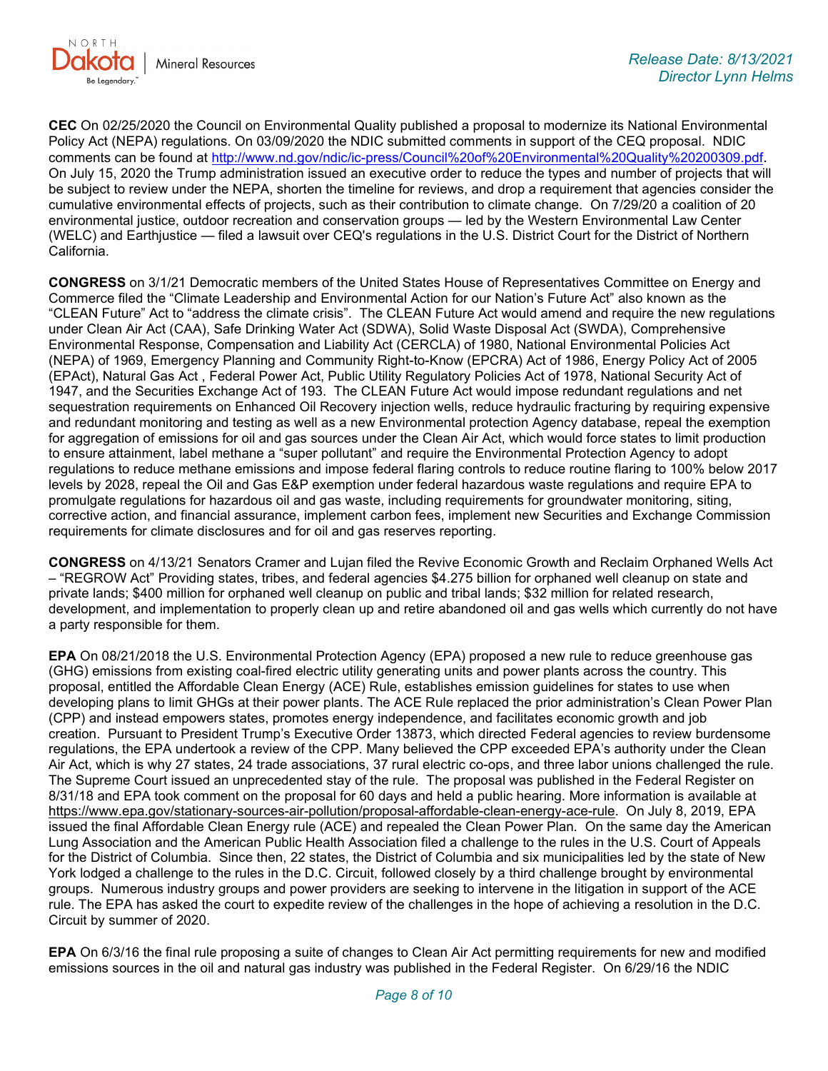**CEC** On 02/25/2020 the Council on Environmental Quality published a proposal to modernize its National Environmental Policy Act (NEPA) regulations. On 03/09/2020 the NDIC submitted comments in support of the CEQ proposal. NDIC comments can be found at http://www.nd.gov/ndic/ic-press/Council%20of%20Environmental%20Quality%20200309.pdf. On July 15, 2020 the Trump administration issued an executive order to reduce the types and number of projects that will be subject to review under the NEPA, shorten the timeline for reviews, and drop a requirement that agencies consider the cumulative environmental effects of projects, such as their contribution to climate change. On 7/29/20 a coalition of 20 environmental justice, outdoor recreation and conservation groups — led by the Western Environmental Law Center (WELC) and Earthjustice — filed a lawsuit over CEQ's regulations in the U.S. District Court for the District of Northern California.

**CONGRESS** on 3/1/21 Democratic members of the United States House of Representatives Committee on Energy and Commerce filed the "Climate Leadership and Environmental Action for our Nation's Future Act" also known as the "CLEAN Future" Act to "address the climate crisis". The CLEAN Future Act would amend and require the new regulations under Clean Air Act (CAA), Safe Drinking Water Act (SDWA), Solid Waste Disposal Act (SWDA), Comprehensive Environmental Response, Compensation and Liability Act (CERCLA) of 1980, National Environmental Policies Act (NEPA) of 1969, Emergency Planning and Community Right-to-Know (EPCRA) Act of 1986, Energy Policy Act of 2005 (EPAct), Natural Gas Act , Federal Power Act, Public Utility Regulatory Policies Act of 1978, National Security Act of 1947, and the Securities Exchange Act of 193. The CLEAN Future Act would impose redundant regulations and net sequestration requirements on Enhanced Oil Recovery injection wells, reduce hydraulic fracturing by requiring expensive and redundant monitoring and testing as well as a new Environmental protection Agency database, repeal the exemption for aggregation of emissions for oil and gas sources under the Clean Air Act, which would force states to limit production to ensure attainment, label methane a "super pollutant" and require the Environmental Protection Agency to adopt regulations to reduce methane emissions and impose federal flaring controls to reduce routine flaring to 100% below 2017 levels by 2028, repeal the Oil and Gas E&P exemption under federal hazardous waste regulations and require EPA to promulgate regulations for hazardous oil and gas waste, including requirements for groundwater monitoring, siting, corrective action, and financial assurance, implement carbon fees, implement new Securities and Exchange Commission requirements for climate disclosures and for oil and gas reserves reporting.

**CONGRESS** on 4/13/21 Senators Cramer and Lujan filed the Revive Economic Growth and Reclaim Orphaned Wells Act – "REGROW Act" Providing states, tribes, and federal agencies $4.275 billion for orphaned well cleanup on state and private lands; $400 million for orphaned well cleanup on public and tribal lands; $32 million for related research, development, and implementation to properly clean up and retire abandoned oil and gas wells which currently do not have a party responsible for them.

**EPA** On 08/21/2018 the U.S. Environmental Protection Agency (EPA) proposed a new rule to reduce greenhouse gas (GHG) emissions from existing coal-fired electric utility generating units and power plants across the country. This proposal, entitled the Affordable Clean Energy (ACE) Rule, establishes emission guidelines for states to use when developing plans to limit GHGs at their power plants. The ACE Rule replaced the prior administration's Clean Power Plan (CPP) and instead empowers states, promotes energy independence, and facilitates economic growth and job creation. Pursuant to President Trump's Executive Order 13873, which directed Federal agencies to review burdensome regulations, the EPA undertook a review of the CPP. Many believed the CPP exceeded EPA's authority under the Clean Air Act, which is why 27 states, 24 trade associations, 37 rural electric co-ops, and three labor unions challenged the rule. The Supreme Court issued an unprecedented stay of the rule. The proposal was published in the Federal Register on 8/31/18 and EPA took comment on the proposal for 60 days and held a public hearing. More information is available at https://www.epa.gov/stationary-sources-air-pollution/proposal-affordable-clean-energy-ace-rule. On July 8, 2019, EPA issued the final Affordable Clean Energy rule (ACE) and repealed the Clean Power Plan. On the same day the American Lung Association and the American Public Health Association filed a challenge to the rules in the U.S. Court of Appeals for the District of Columbia. Since then, 22 states, the District of Columbia and six municipalities led by the state of New York lodged a challenge to the rules in the D.C. Circuit, followed closely by a third challenge brought by environmental groups. Numerous industry groups and power providers are seeking to intervene in the litigation in support of the ACE rule. The EPA has asked the court to expedite review of the challenges in the hope of achieving a resolution in the D.C. Circuit by summer of 2020.

**EPA** On 6/3/16 the final rule proposing a suite of changes to Clean Air Act permitting requirements for new and modified emissions sources in the oil and natural gas industry was published in the Federal Register. On 6/29/16 the NDIC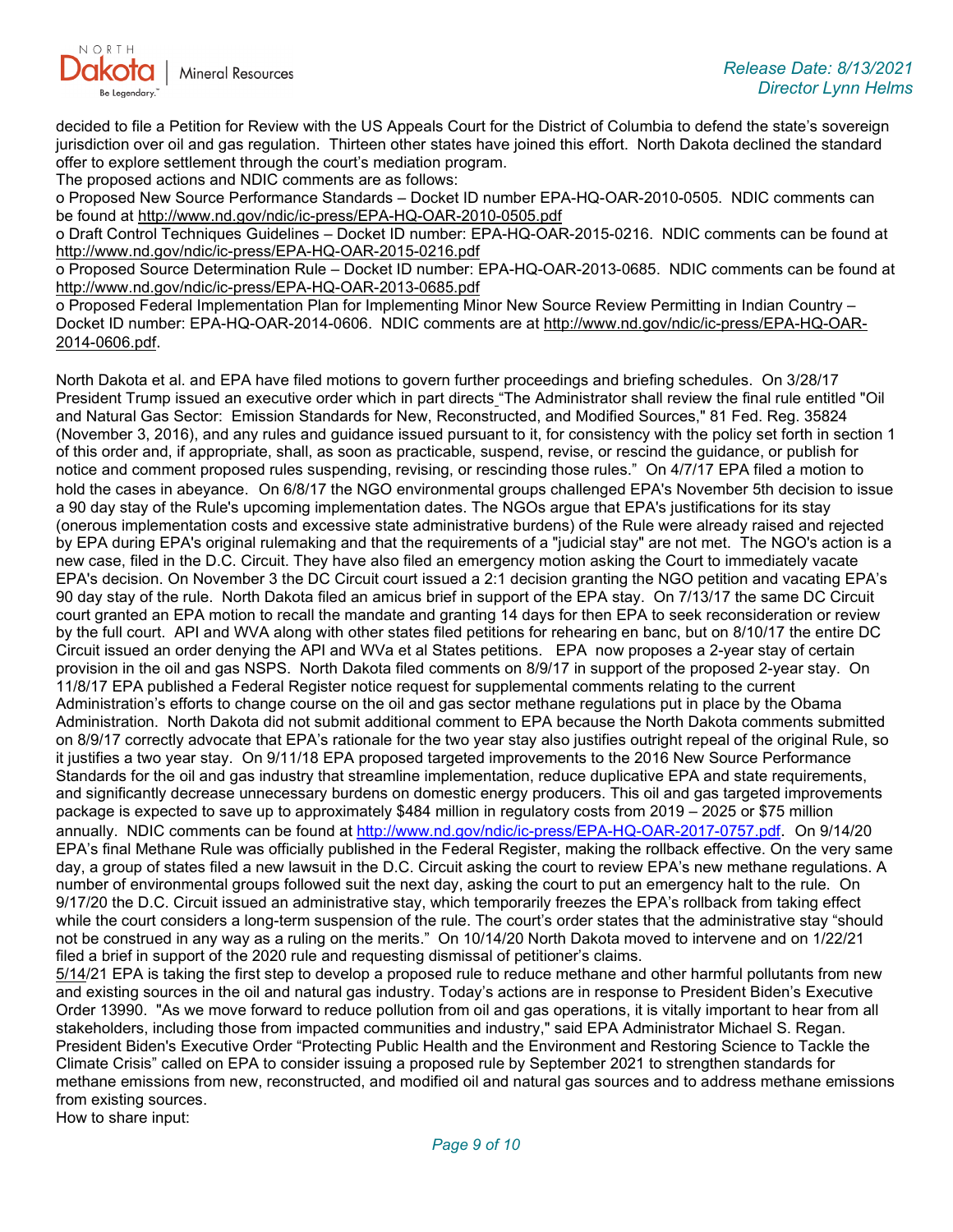decided to file a Petition for Review with the US Appeals Court for the District of Columbia to defend the state's sovereign jurisdiction over oil and gas regulation. Thirteen other states have joined this effort. North Dakota declined the standard offer to explore settlement through the court's mediation program.

The proposed actions and NDIC comments are as follows:

o Proposed New Source Performance Standards – Docket ID number EPA-HQ-OAR-2010-0505. NDIC comments can be found at http://www.nd.gov/ndic/ic-press/EPA-HQ-OAR-2010-0505.pdf

o Draft Control Techniques Guidelines – Docket ID number: EPA-HQ-OAR-2015-0216. NDIC comments can be found at http://www.nd.gov/ndic/ic-press/EPA-HQ-OAR-2015-0216.pdf

o Proposed Source Determination Rule – Docket ID number: EPA-HQ-OAR-2013-0685. NDIC comments can be found at http://www.nd.gov/ndic/ic-press/EPA-HQ-OAR-2013-0685.pdf

o Proposed Federal Implementation Plan for Implementing Minor New Source Review Permitting in Indian Country – Docket ID number: EPA-HQ-OAR-2014-0606. NDIC comments are at http://www.nd.gov/ndic/ic-press/EPA-HQ-OAR-2014-0606.pdf.

North Dakota et al. and EPA have filed motions to govern further proceedings and briefing schedules. On 3/28/17 President Trump issued an executive order which in part directs "The Administrator shall review the final rule entitled "Oil and Natural Gas Sector: Emission Standards for New, Reconstructed, and Modified Sources," 81 Fed. Reg. 35824 (November 3, 2016), and any rules and guidance issued pursuant to it, for consistency with the policy set forth in section 1 of this order and, if appropriate, shall, as soon as practicable, suspend, revise, or rescind the guidance, or publish for notice and comment proposed rules suspending, revising, or rescinding those rules." On 4/7/17 EPA filed a motion to hold the cases in abeyance. On 6/8/17 the NGO environmental groups challenged EPA's November 5th decision to issue a 90 day stay of the Rule's upcoming implementation dates. The NGOs argue that EPA's justifications for its stay (onerous implementation costs and excessive state administrative burdens) of the Rule were already raised and rejected by EPA during EPA's original rulemaking and that the requirements of a "judicial stay" are not met. The NGO's action is a new case, filed in the D.C. Circuit. They have also filed an emergency motion asking the Court to immediately vacate EPA's decision. On November 3 the DC Circuit court issued a 2:1 decision granting the NGO petition and vacating EPA's 90 day stay of the rule. North Dakota filed an amicus brief in support of the EPA stay. On 7/13/17 the same DC Circuit court granted an EPA motion to recall the mandate and granting 14 days for then EPA to seek reconsideration or review by the full court. API and WVA along with other states filed petitions for rehearing en banc, but on 8/10/17 the entire DC Circuit issued an order denying the API and WVa et al States petitions. EPA now proposes a 2-year stay of certain provision in the oil and gas NSPS. North Dakota filed comments on 8/9/17 in support of the proposed 2-year stay. On 11/8/17 EPA published a Federal Register notice request for supplemental comments relating to the current Administration's efforts to change course on the oil and gas sector methane regulations put in place by the Obama Administration. North Dakota did not submit additional comment to EPA because the North Dakota comments submitted on 8/9/17 correctly advocate that EPA's rationale for the two year stay also justifies outright repeal of the original Rule, so it justifies a two year stay. On 9/11/18 EPA proposed targeted improvements to the 2016 New Source Performance Standards for the oil and gas industry that streamline implementation, reduce duplicative EPA and state requirements, and significantly decrease unnecessary burdens on domestic energy producers. This oil and gas targeted improvements package is expected to save up to approximately $484 million in regulatory costs from 2019 – 2025 or $75 million annually. NDIC comments can be found at http://www.nd.gov/ndic/ic-press/EPA-HQ-OAR-2017-0757.pdf. On 9/14/20 EPA's final Methane Rule was officially published in the Federal Register, making the rollback effective. On the very same day, a group of states filed a new lawsuit in the D.C. Circuit asking the court to review EPA's new methane regulations. A number of environmental groups followed suit the next day, asking the court to put an emergency halt to the rule. On 9/17/20 the D.C. Circuit issued an administrative stay, which temporarily freezes the EPA's rollback from taking effect while the court considers a long-term suspension of the rule. The court's order states that the administrative stay "should not be construed in any way as a ruling on the merits." On 10/14/20 North Dakota moved to intervene and on 1/22/21 filed a brief in support of the 2020 rule and requesting dismissal of petitioner's claims.

5/14/21 EPA is taking the first step to develop a proposed rule to reduce methane and other harmful pollutants from new and existing sources in the oil and natural gas industry. Today's actions are in response to President Biden's Executive Order 13990. "As we move forward to reduce pollution from oil and gas operations, it is vitally important to hear from all stakeholders, including those from impacted communities and industry," said EPA Administrator Michael S. Regan. President Biden's Executive Order "Protecting Public Health and the Environment and Restoring Science to Tackle the Climate Crisis" called on EPA to consider issuing a proposed rule by September 2021 to strengthen standards for methane emissions from new, reconstructed, and modified oil and natural gas sources and to address methane emissions from existing sources.

How to share input: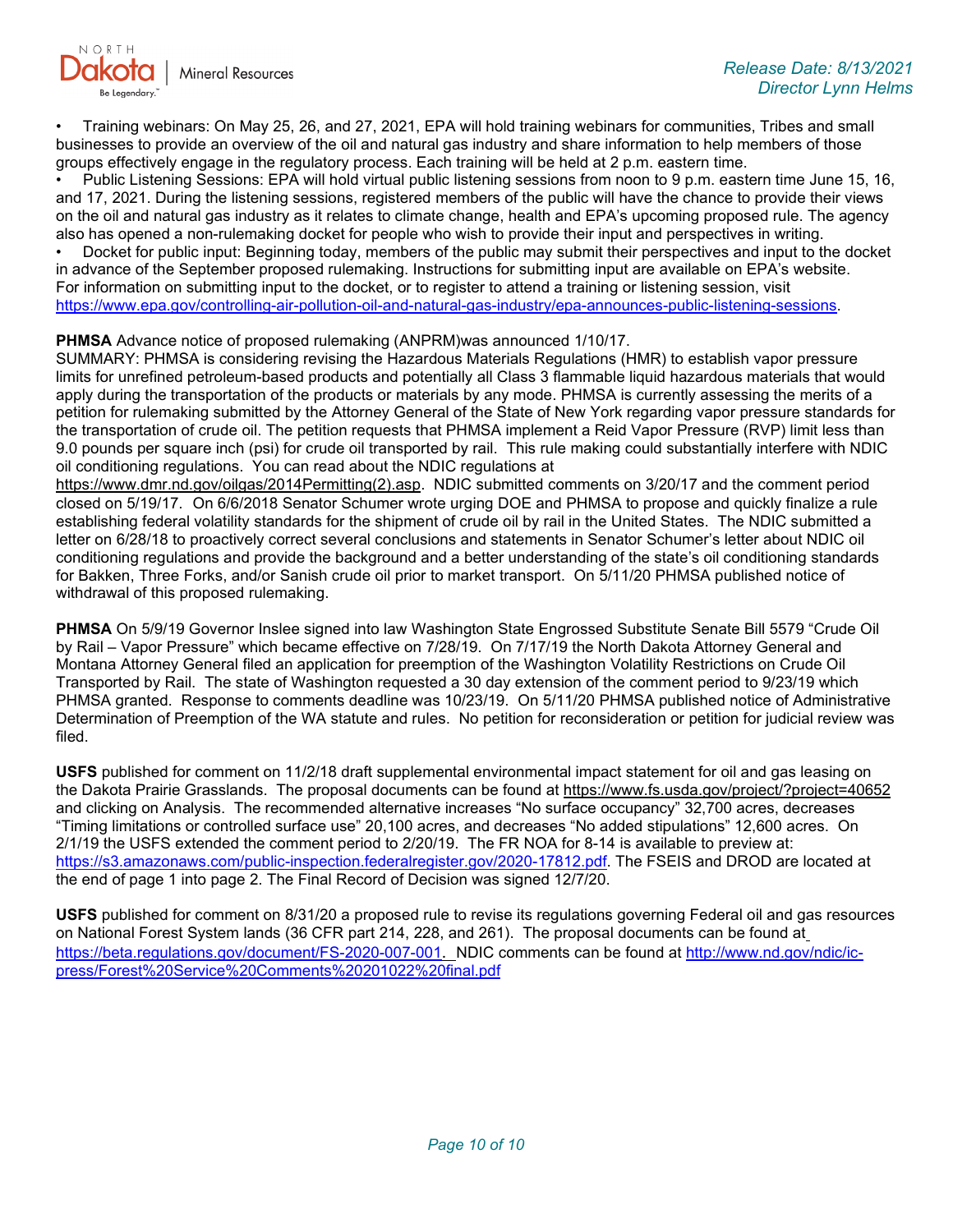- Training webinars: On May 25, 26, and 27, 2021, EPA will hold training webinars for communities, Tribes and small businesses to provide an overview of the oil and natural gas industry and share information to help members of those groups effectively engage in the regulatory process. Each training will be held at 2 p.m. eastern time.
- Public Listening Sessions: EPA will hold virtual public listening sessions from noon to 9 p.m. eastern time June 15, 16, and 17, 2021. During the listening sessions, registered members of the public will have the chance to provide their views on the oil and natural gas industry as it relates to climate change, health and EPA's upcoming proposed rule. The agency also has opened a non-rulemaking docket for people who wish to provide their input and perspectives in writing.
- Docket for public input: Beginning today, members of the public may submit their perspectives and input to the docket in advance of the September proposed rulemaking. Instructions for submitting input are available on EPA's website.

For information on submitting input to the docket, or to register to attend a training or listening session, visit https://www.epa.gov/controlling-air-pollution-oil-and-natural-gas-industry/epa-announces-public-listening-sessions.

**PHMSA** Advance notice of proposed rulemaking (ANPRM)was announced 1/10/17.
SUMMARY: PHMSA is considering revising the Hazardous Materials Regulations (HMR) to establish vapor pressure limits for unrefined petroleum-based products and potentially all Class 3 flammable liquid hazardous materials that would apply during the transportation of the products or materials by any mode. PHMSA is currently assessing the merits of a petition for rulemaking submitted by the Attorney General of the State of New York regarding vapor pressure standards for the transportation of crude oil. The petition requests that PHMSA implement a Reid Vapor Pressure (RVP) limit less than 9.0 pounds per square inch (psi) for crude oil transported by rail. This rule making could substantially interfere with NDIC oil conditioning regulations. You can read about the NDIC regulations at https://www.dmr.nd.gov/oilgas/2014Permitting(2).asp. NDIC submitted comments on 3/20/17 and the comment period closed on 5/19/17. On 6/6/2018 Senator Schumer wrote urging DOE and PHMSA to propose and quickly finalize a rule establishing federal volatility standards for the shipment of crude oil by rail in the United States. The NDIC submitted a letter on 6/28/18 to proactively correct several conclusions and statements in Senator Schumer's letter about NDIC oil conditioning regulations and provide the background and a better understanding of the state's oil conditioning standards for Bakken, Three Forks, and/or Sanish crude oil prior to market transport. On 5/11/20 PHMSA published notice of withdrawal of this proposed rulemaking.

**PHMSA** On 5/9/19 Governor Inslee signed into law Washington State Engrossed Substitute Senate Bill 5579 "Crude Oil by Rail – Vapor Pressure" which became effective on 7/28/19. On 7/17/19 the North Dakota Attorney General and Montana Attorney General filed an application for preemption of the Washington Volatility Restrictions on Crude Oil Transported by Rail. The state of Washington requested a 30 day extension of the comment period to 9/23/19 which PHMSA granted. Response to comments deadline was 10/23/19. On 5/11/20 PHMSA published notice of Administrative Determination of Preemption of the WA statute and rules. No petition for reconsideration or petition for judicial review was filed.

**USFS** published for comment on 11/2/18 draft supplemental environmental impact statement for oil and gas leasing on the Dakota Prairie Grasslands. The proposal documents can be found at https://www.fs.usda.gov/project/?project=40652 and clicking on Analysis. The recommended alternative increases "No surface occupancy" 32,700 acres, decreases "Timing limitations or controlled surface use" 20,100 acres, and decreases "No added stipulations" 12,600 acres. On 2/1/19 the USFS extended the comment period to 2/20/19. The FR NOA for 8-14 is available to preview at: https://s3.amazonaws.com/public-inspection.federalregister.gov/2020-17812.pdf. The FSEIS and DROD are located at the end of page 1 into page 2. The Final Record of Decision was signed 12/7/20.

**USFS** published for comment on 8/31/20 a proposed rule to revise its regulations governing Federal oil and gas resources on National Forest System lands (36 CFR part 214, 228, and 261). The proposal documents can be found at https://beta.regulations.gov/document/FS-2020-007-001. NDIC comments can be found at http://www.nd.gov/ndic/ic-press/Forest%20Service%20Comments%20201022%20final.pdf